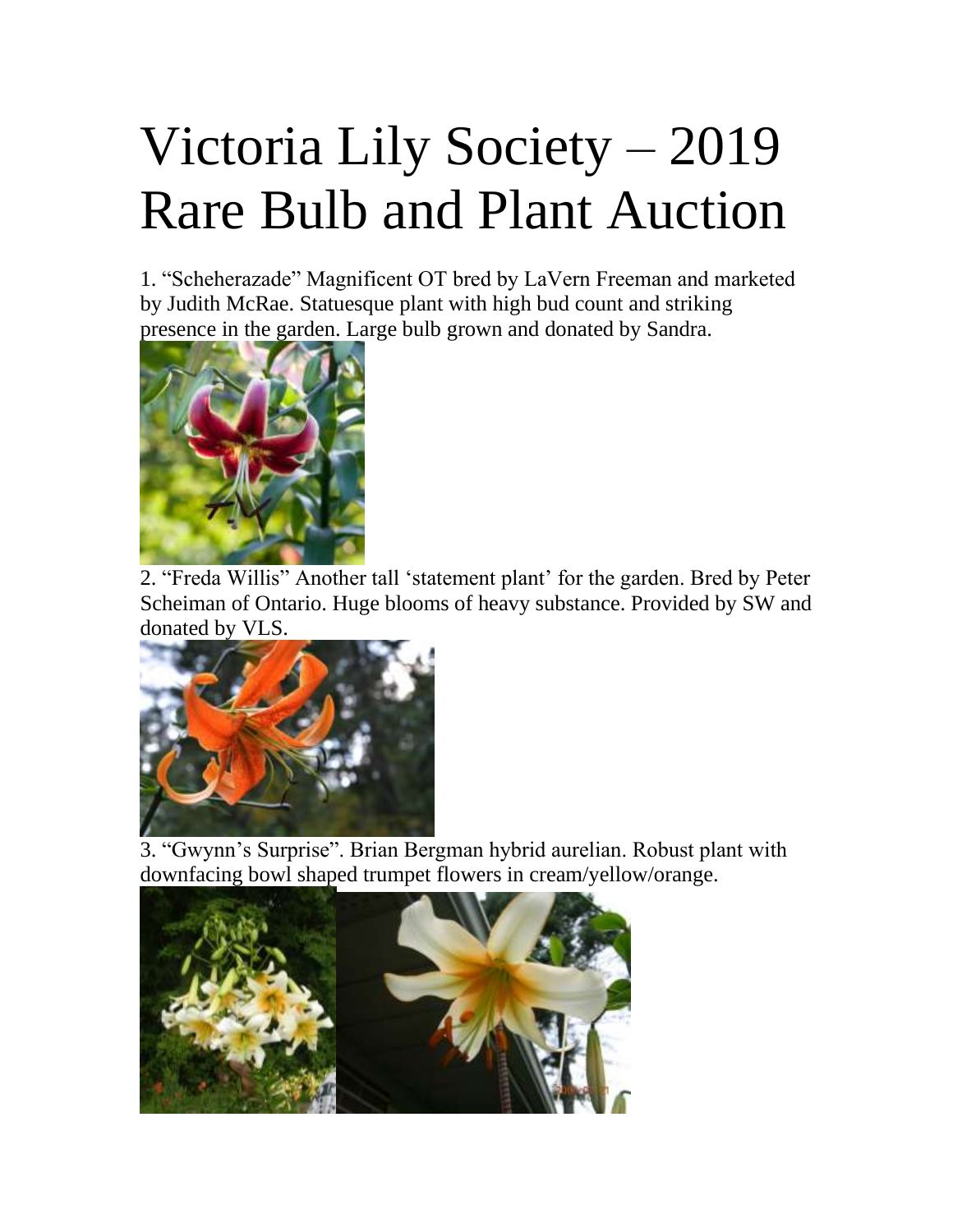# Victoria Lily Society – 2019 Rare Bulb and Plant Auction

1. "Scheherazade" Magnificent OT bred by LaVern Freeman and marketed by Judith McRae. Statuesque plant with high bud count and striking presence in the garden. Large bulb grown and donated by Sandra.

2. "Freda Willis" Another tall 'statement plant' for the garden. Bred by Peter Scheiman of Ontario. Huge blooms of heavy substance. Provided by SW and donated by VLS.

3. "Gwynn's Surprise". Brian Bergman hybrid aurelian. Robust plant with downfacing bowl shaped trumpet flowers in cream/yellow/orange.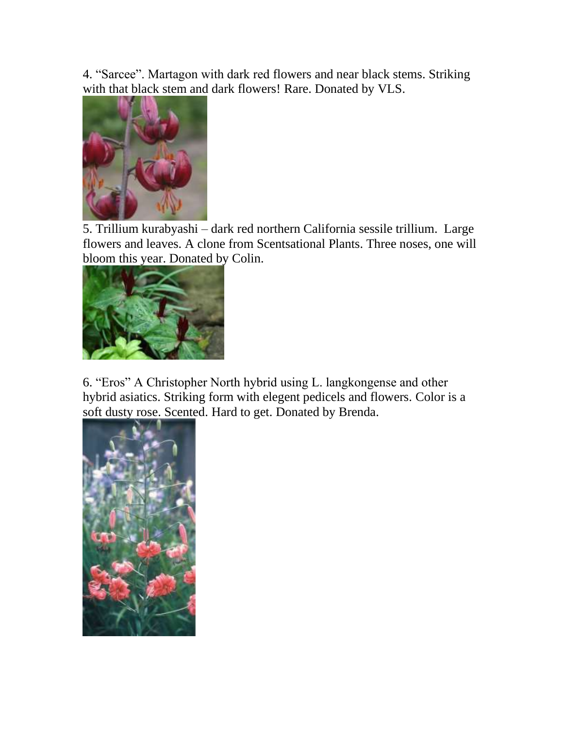4. “Sarcee”. Martagon with dark red flowers and near black stems. Striking with that black stem and dark flowers! Rare. Donated by VLS.

5. Trillium kurabyashi – dark red northern California sessile trillium. Large flowers and leaves. A clone from Scentsational Plants. Three noses, one will bloom this year. Donated by Colin.

6. “Eros” A Christopher North hybrid using L. langkongense and other hybrid asiatics. Striking form with elegent pedicels and flowers. Color is a soft dusty rose. Scented. Hard to get. Donated by Brenda.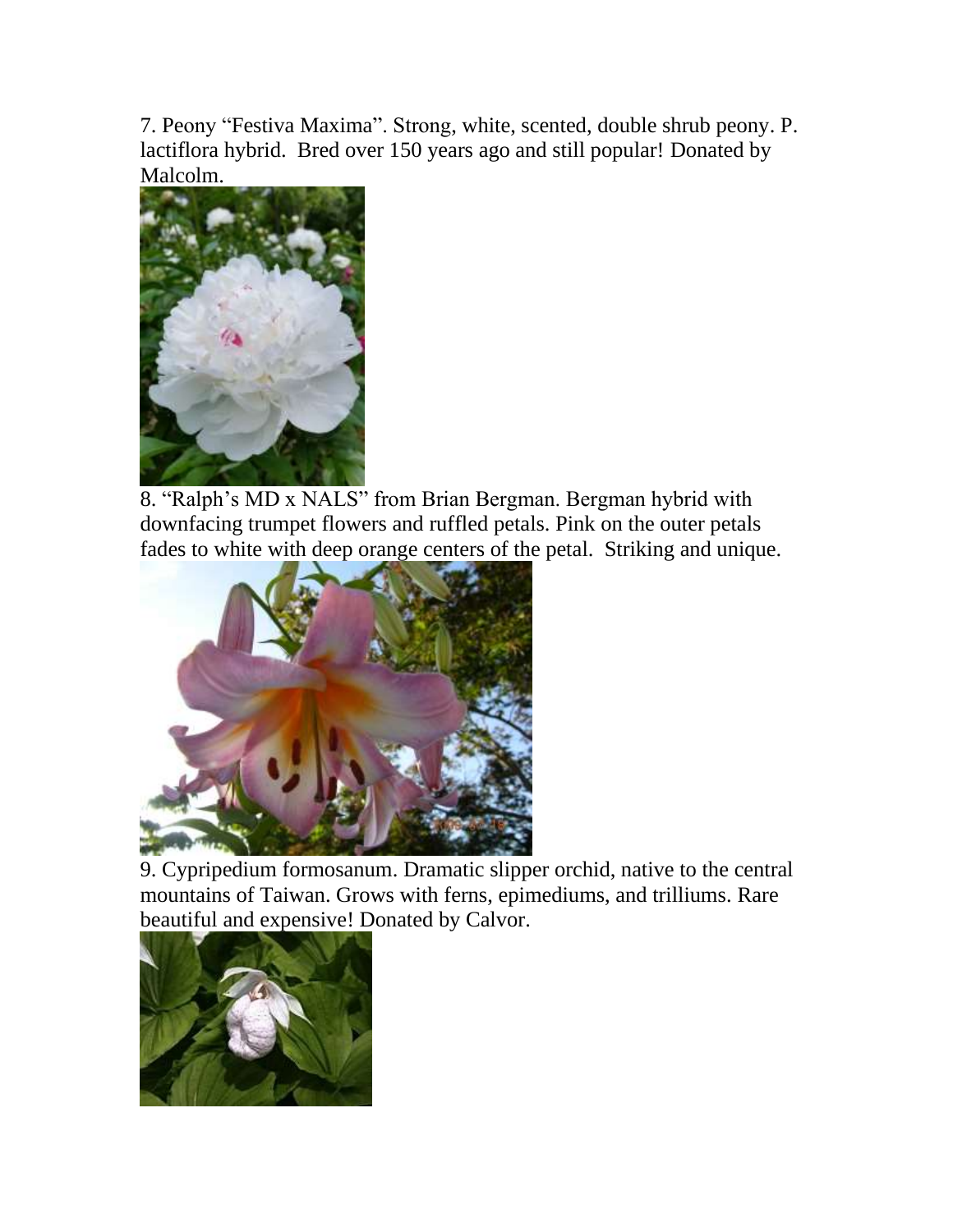7. Peony "Festiva Maxima". Strong, white, scented, double shrub peony. P. lactiflora hybrid. Bred over 150 years ago and still popular! Donated by Malcolm.

8. "Ralph's MD x NALS" from Brian Bergman. Bergman hybrid with downfacing trumpet flowers and ruffled petals. Pink on the outer petals fades to white with deep orange centers of the petal. Striking and unique.

9. Cypripedium formosanum. Dramatic slipper orchid, native to the central mountains of Taiwan. Grows with ferns, epimediums, and trilliums. Rare beautiful and expensive! Donated by Calvor.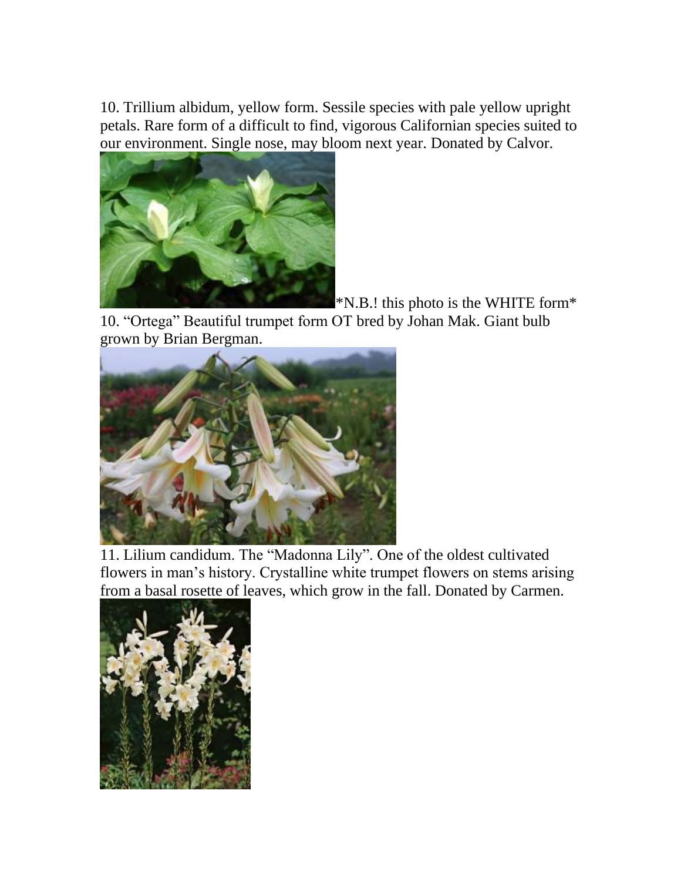10. Trillium albidum, yellow form. Sessile species with pale yellow upright petals. Rare form of a difficult to find, vigorous Californian species suited to our environment. Single nose, may bloom next year. Donated by Calvor.

*N.B.! this photo is the WHITE form*

10. "Ortega" Beautiful trumpet form OT bred by Johan Mak. Giant bulb grown by Brian Bergman.

11. Lilium candidum. The "Madonna Lily". One of the oldest cultivated flowers in man's history. Crystalline white trumpet flowers on stems arising from a basal rosette of leaves, which grow in the fall. Donated by Carmen.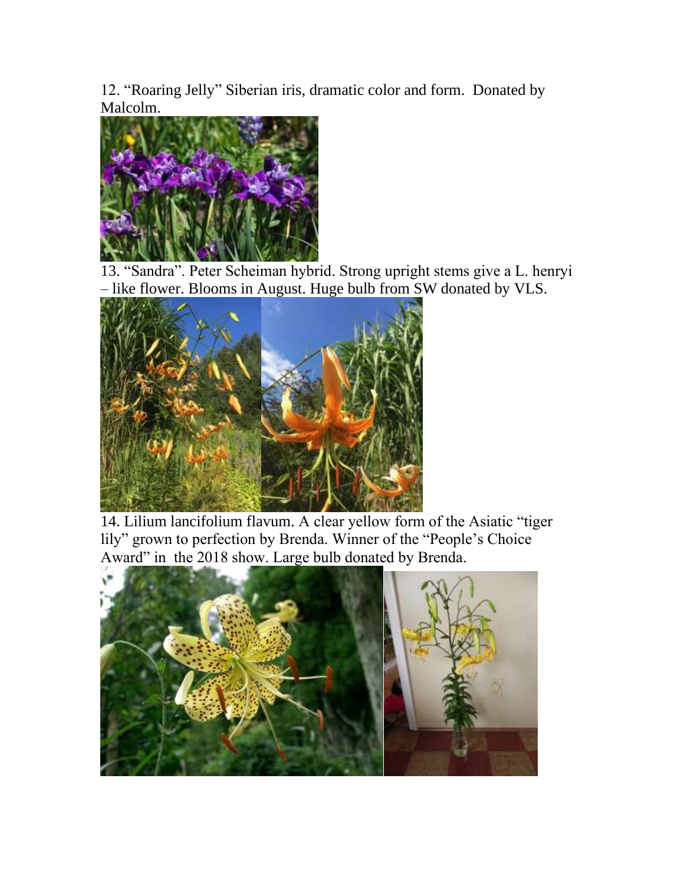12. "Roaring Jelly" Siberian iris, dramatic color and form. Donated by Malcolm.

13. "Sandra". Peter Scheiman hybrid. Strong upright stems give a L. henryi – like flower. Blooms in August. Huge bulb from SW donated by VLS.

14. Lilium lancifolium flavum. A clear yellow form of the Asiatic "tiger lily" grown to perfection by Brenda. Winner of the "People's Choice Award" in the 2018 show. Large bulb donated by Brenda.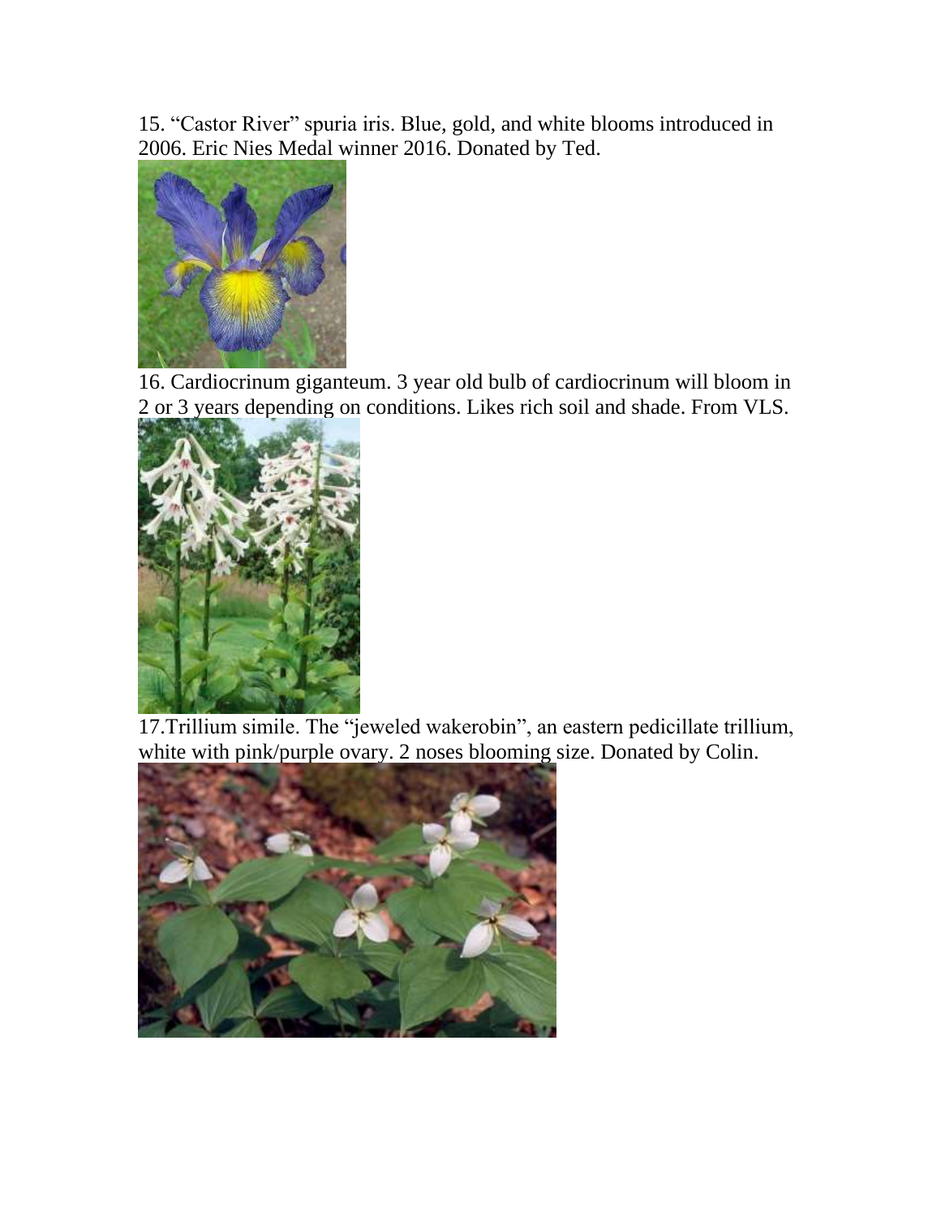15. “Castor River” spuria iris. Blue, gold, and white blooms introduced in 2006. Eric Nies Medal winner 2016. Donated by Ted.

16. Cardiocrinum giganteum. 3 year old bulb of cardiocrinum will bloom in 2 or 3 years depending on conditions. Likes rich soil and shade. From VLS.

17.Trillium simile. The “jeweled wakerobin”, an eastern pedicillate trillium, white with pink/purple ovary. 2 noses blooming size. Donated by Colin.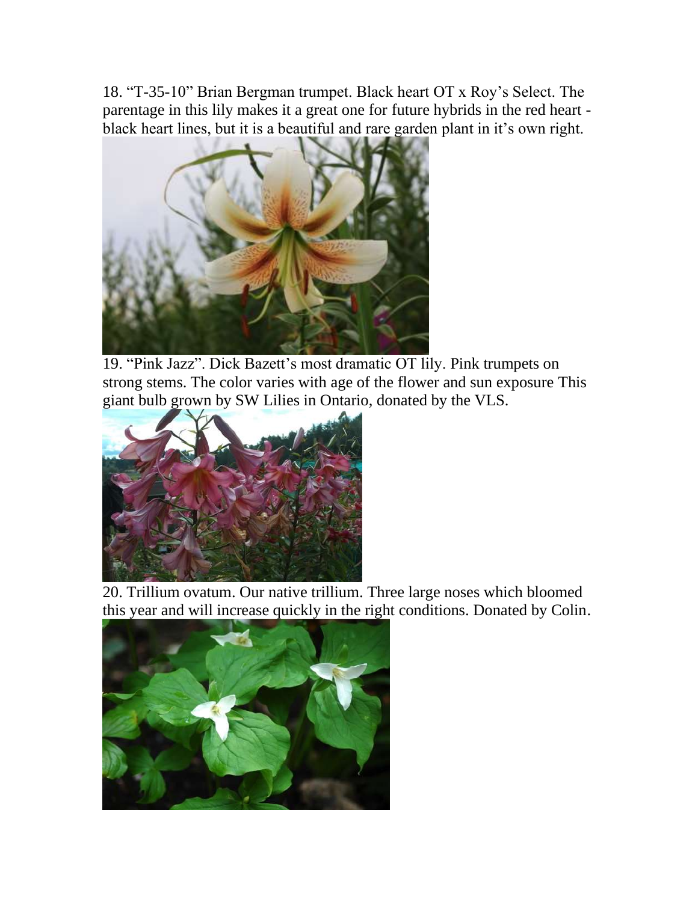18. “T-35-10” Brian Bergman trumpet. Black heart OT x Roy’s Select. The parentage in this lily makes it a great one for future hybrids in the red heart - black heart lines, but it is a beautiful and rare garden plant in it’s own right.

19. “Pink Jazz”. Dick Bazett’s most dramatic OT lily. Pink trumpets on strong stems. The color varies with age of the flower and sun exposure This giant bulb grown by SW Lilies in Ontario, donated by the VLS.

20. Trillium ovatum. Our native trillium. Three large noses which bloomed this year and will increase quickly in the right conditions. Donated by Colin.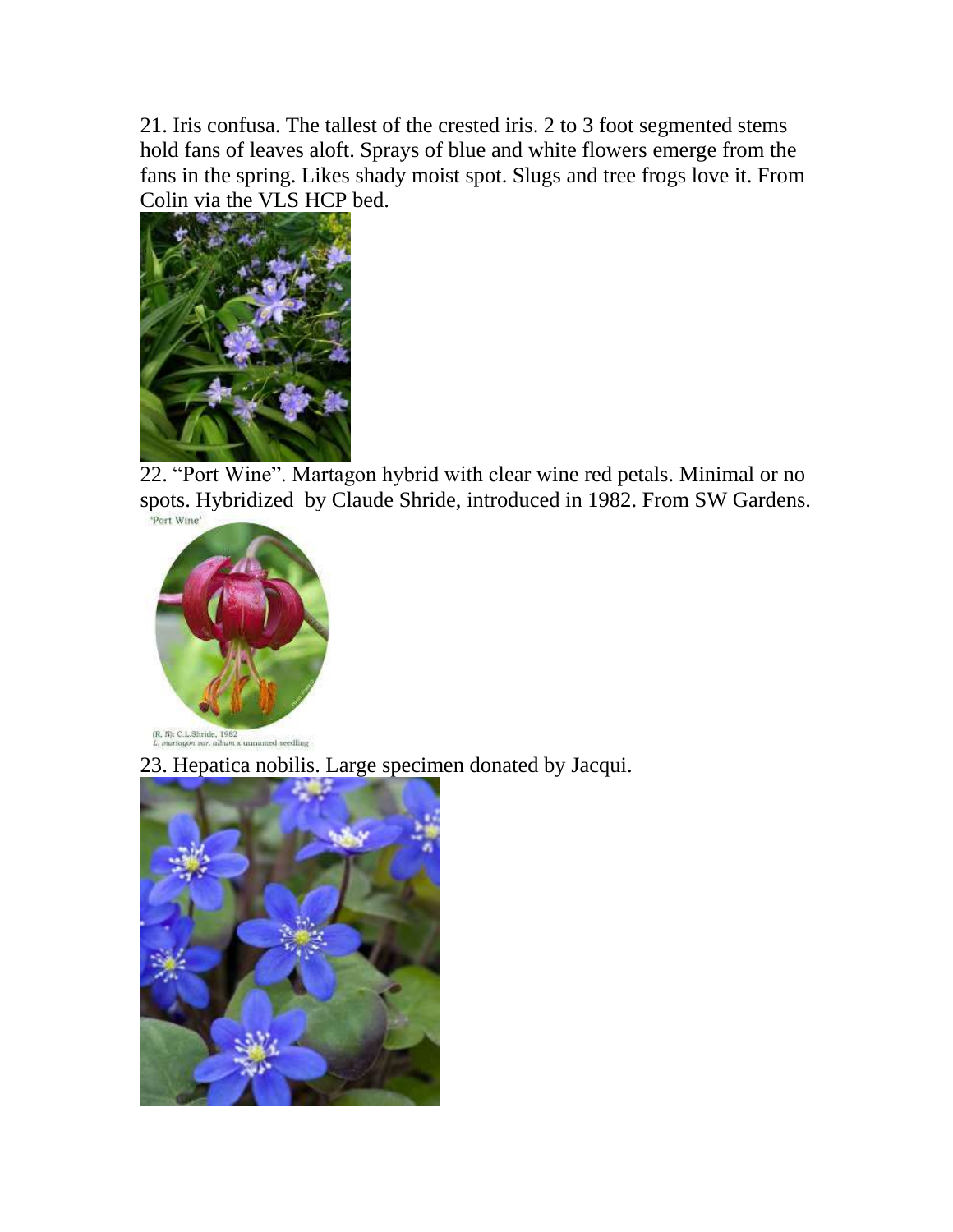21. Iris confusa. The tallest of the crested iris. 2 to 3 foot segmented stems hold fans of leaves aloft. Sprays of blue and white flowers emerge from the fans in the spring. Likes shady moist spot. Slugs and tree frogs love it. From Colin via the VLS HCP bed.

22. "Port Wine". Martagon hybrid with clear wine red petals. Minimal or no spots. Hybridized by Claude Shride, introduced in 1982. From SW Gardens.

'Port Wine'

(R, N): C.L.Shride, 1982
L. martagon var. album x unnamed seedling

23. Hepatica nobilis. Large specimen donated by Jacqui.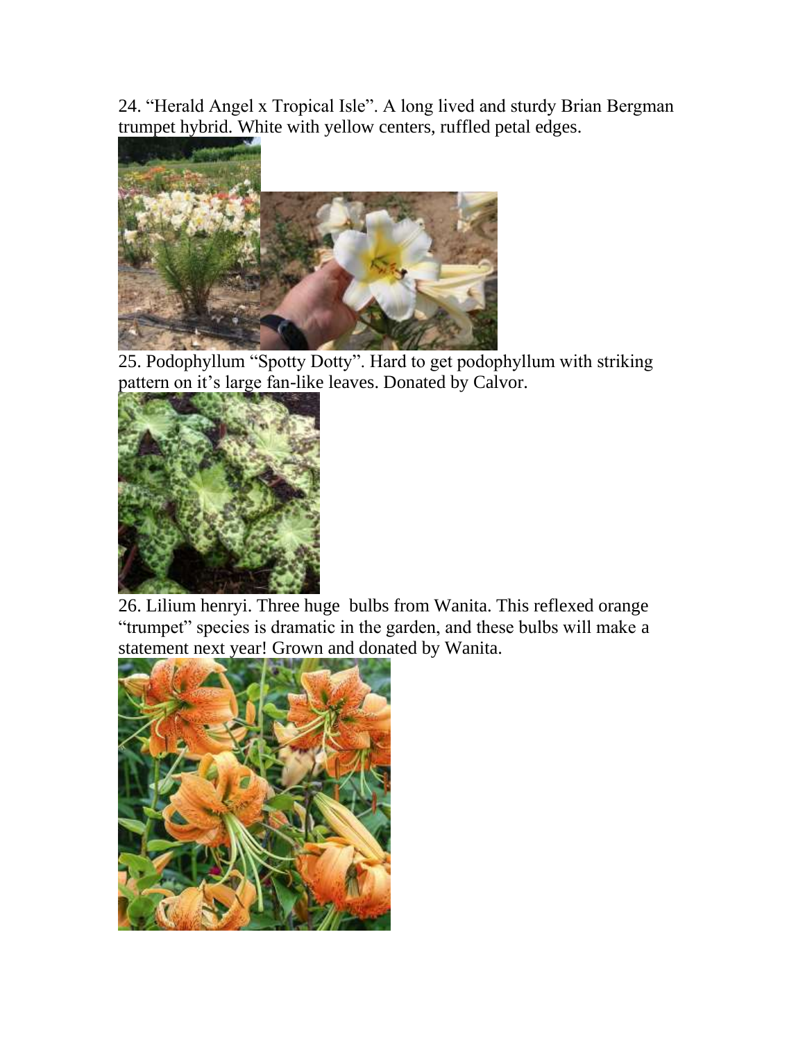24. “Herald Angel x Tropical Isle”. A long lived and sturdy Brian Bergman trumpet hybrid. White with yellow centers, ruffled petal edges.

25. Podophyllum “Spotty Dotty”. Hard to get podophyllum with striking pattern on it’s large fan-like leaves. Donated by Calvor.

26. Lilium henryi. Three huge  bulbs from Wanita. This reflexed orange “trumpet” species is dramatic in the garden, and these bulbs will make a statement next year! Grown and donated by Wanita.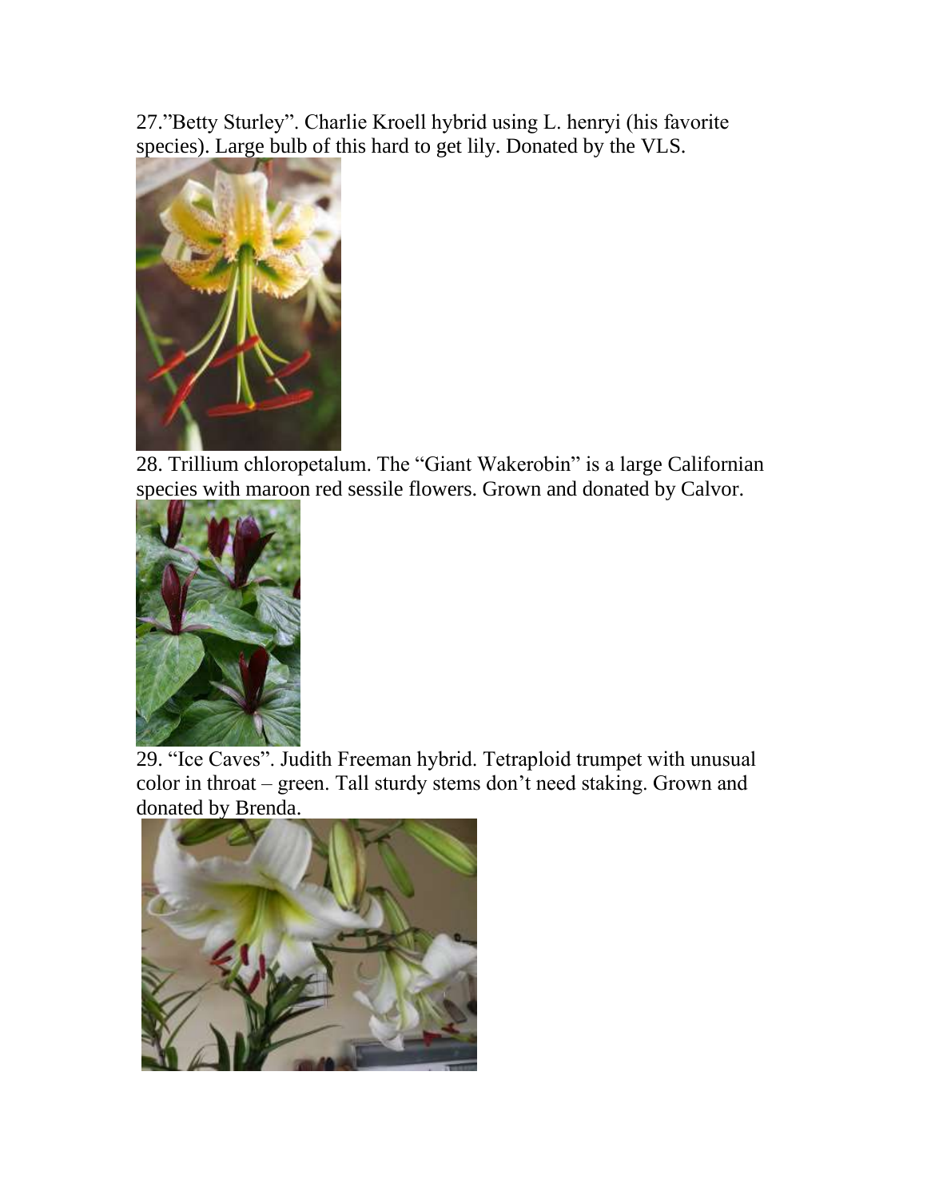27."Betty Sturley". Charlie Kroell hybrid using L. henryi (his favorite species). Large bulb of this hard to get lily. Donated by the VLS.

28. Trillium chloropetalum. The "Giant Wakerobin" is a large Californian species with maroon red sessile flowers. Grown and donated by Calvor.

29. "Ice Caves". Judith Freeman hybrid. Tetraploid trumpet with unusual color in throat – green. Tall sturdy stems don't need staking. Grown and donated by Brenda.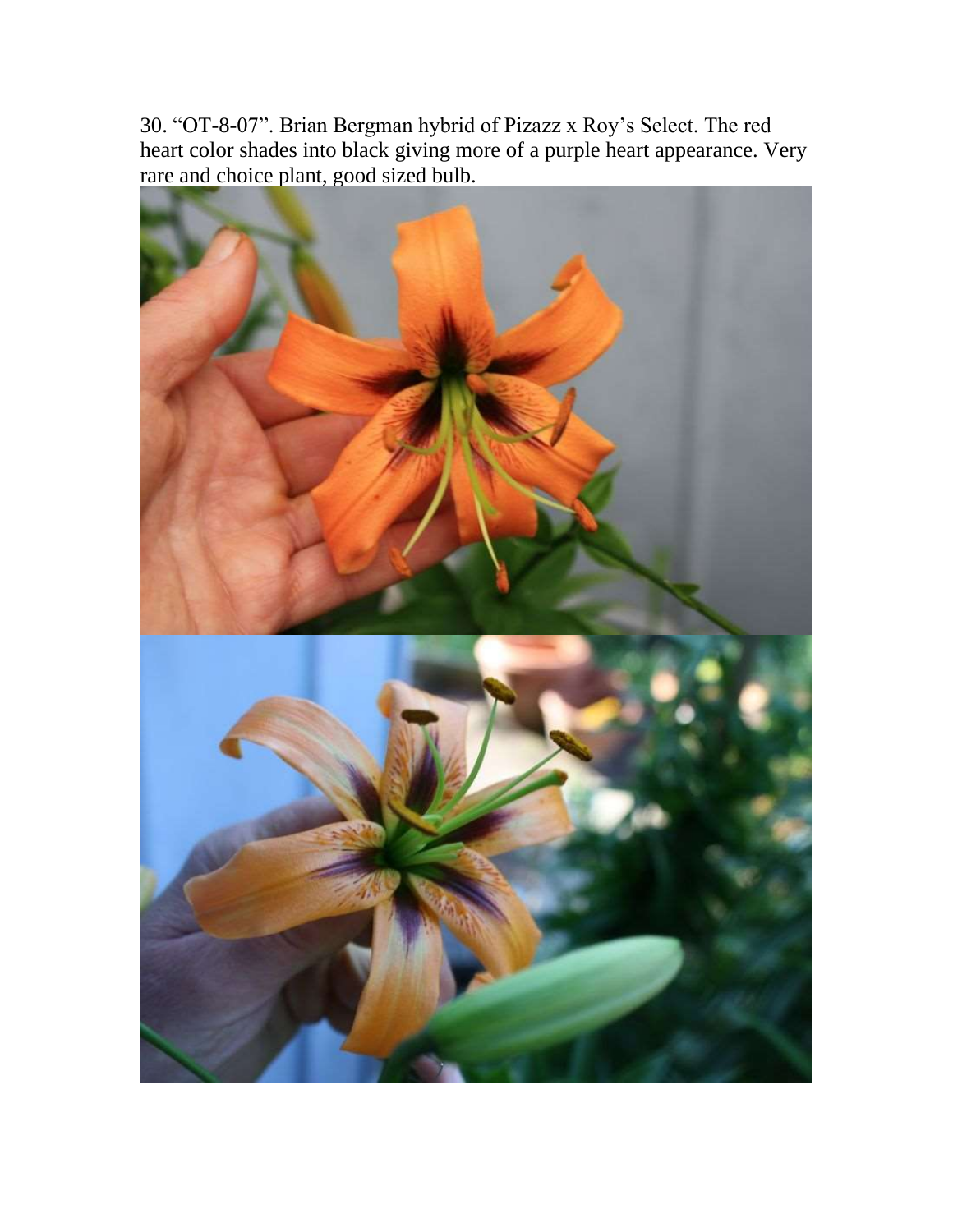30. “OT-8-07”. Brian Bergman hybrid of Pizazz x Roy’s Select. The red heart color shades into black giving more of a purple heart appearance. Very rare and choice plant, good sized bulb.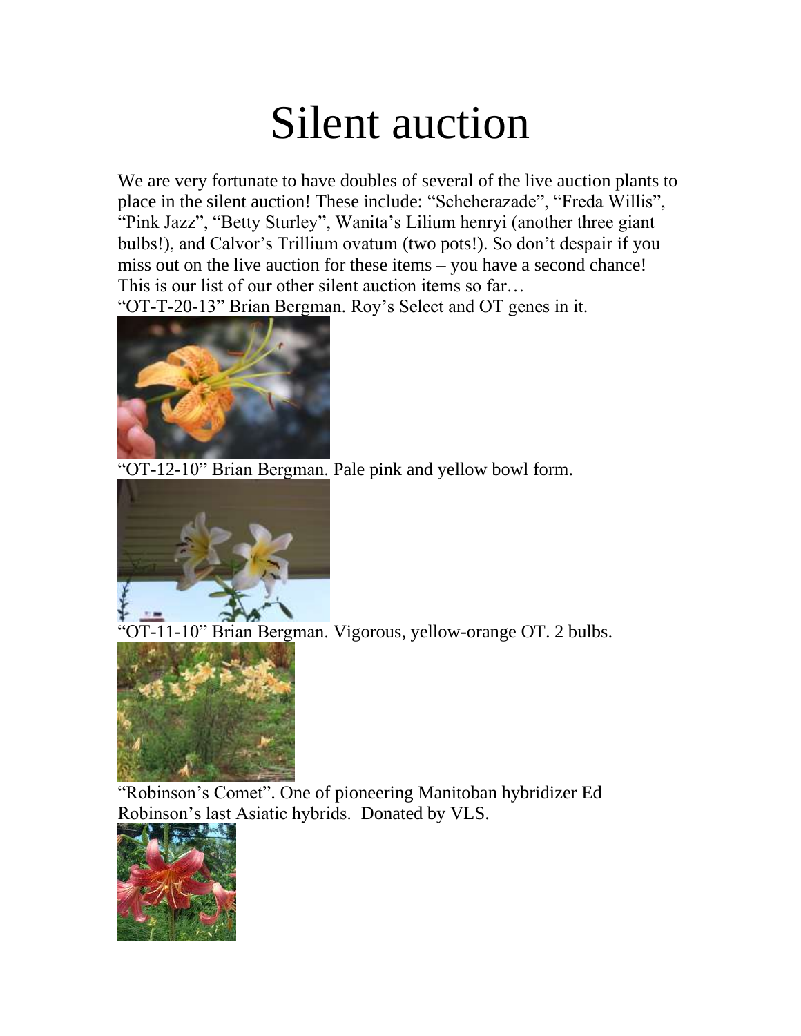# Silent auction

We are very fortunate to have doubles of several of the live auction plants to place in the silent auction! These include: “Scheherazade”, “Freda Willis”, “Pink Jazz”, “Betty Sturley”, Wanita’s Lilium henryi (another three giant bulbs!), and Calvor’s Trillium ovatum (two pots!). So don’t despair if you miss out on the live auction for these items – you have a second chance! This is our list of our other silent auction items so far…

“OT-T-20-13” Brian Bergman. Roy’s Select and OT genes in it.

“OT-12-10” Brian Bergman. Pale pink and yellow bowl form.

“OT-11-10” Brian Bergman. Vigorous, yellow-orange OT. 2 bulbs.

“Robinson’s Comet”. One of pioneering Manitoban hybridizer Ed Robinson’s last Asiatic hybrids. Donated by VLS.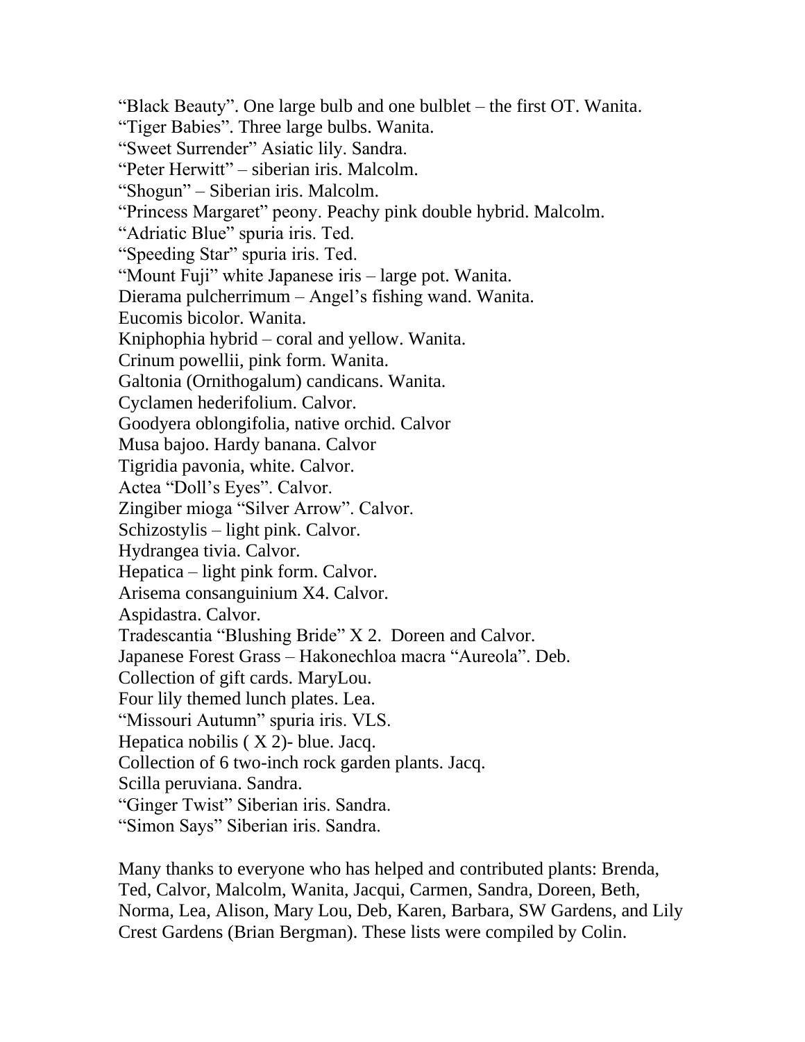"Black Beauty". One large bulb and one bulblet – the first OT. Wanita.
"Tiger Babies". Three large bulbs. Wanita.
"Sweet Surrender" Asiatic lily. Sandra.
"Peter Herwitt" – siberian iris. Malcolm.
"Shogun" – Siberian iris. Malcolm.
"Princess Margaret" peony. Peachy pink double hybrid. Malcolm.
"Adriatic Blue" spuria iris. Ted.
"Speeding Star" spuria iris. Ted.
"Mount Fuji" white Japanese iris – large pot. Wanita.
Dierama pulcherrimum – Angel's fishing wand. Wanita.
Eucomis bicolor. Wanita.
Kniphophia hybrid – coral and yellow. Wanita.
Crinum powellii, pink form. Wanita.
Galtonia (Ornithogalum) candicans. Wanita.
Cyclamen hederifolium. Calvor.
Goodyera oblongifolia, native orchid. Calvor
Musa bajoo. Hardy banana. Calvor
Tigridia pavonia, white. Calvor.
Actea "Doll's Eyes". Calvor.
Zingiber mioga "Silver Arrow". Calvor.
Schizostylis – light pink. Calvor.
Hydrangea tivia. Calvor.
Hepatica – light pink form. Calvor.
Arisema consanguinium X4. Calvor.
Aspidastra. Calvor.
Tradescantia "Blushing Bride" X 2. Doreen and Calvor.
Japanese Forest Grass – Hakonechloa macra "Aureola". Deb.
Collection of gift cards. MaryLou.
Four lily themed lunch plates. Lea.
"Missouri Autumn" spuria iris. VLS.
Hepatica nobilis ( X 2)- blue. Jacq.
Collection of 6 two-inch rock garden plants. Jacq.
Scilla peruviana. Sandra.
"Ginger Twist" Siberian iris. Sandra.
"Simon Says" Siberian iris. Sandra.

Many thanks to everyone who has helped and contributed plants: Brenda, Ted, Calvor, Malcolm, Wanita, Jacqui, Carmen, Sandra, Doreen, Beth, Norma, Lea, Alison, Mary Lou, Deb, Karen, Barbara, SW Gardens, and Lily Crest Gardens (Brian Bergman). These lists were compiled by Colin.